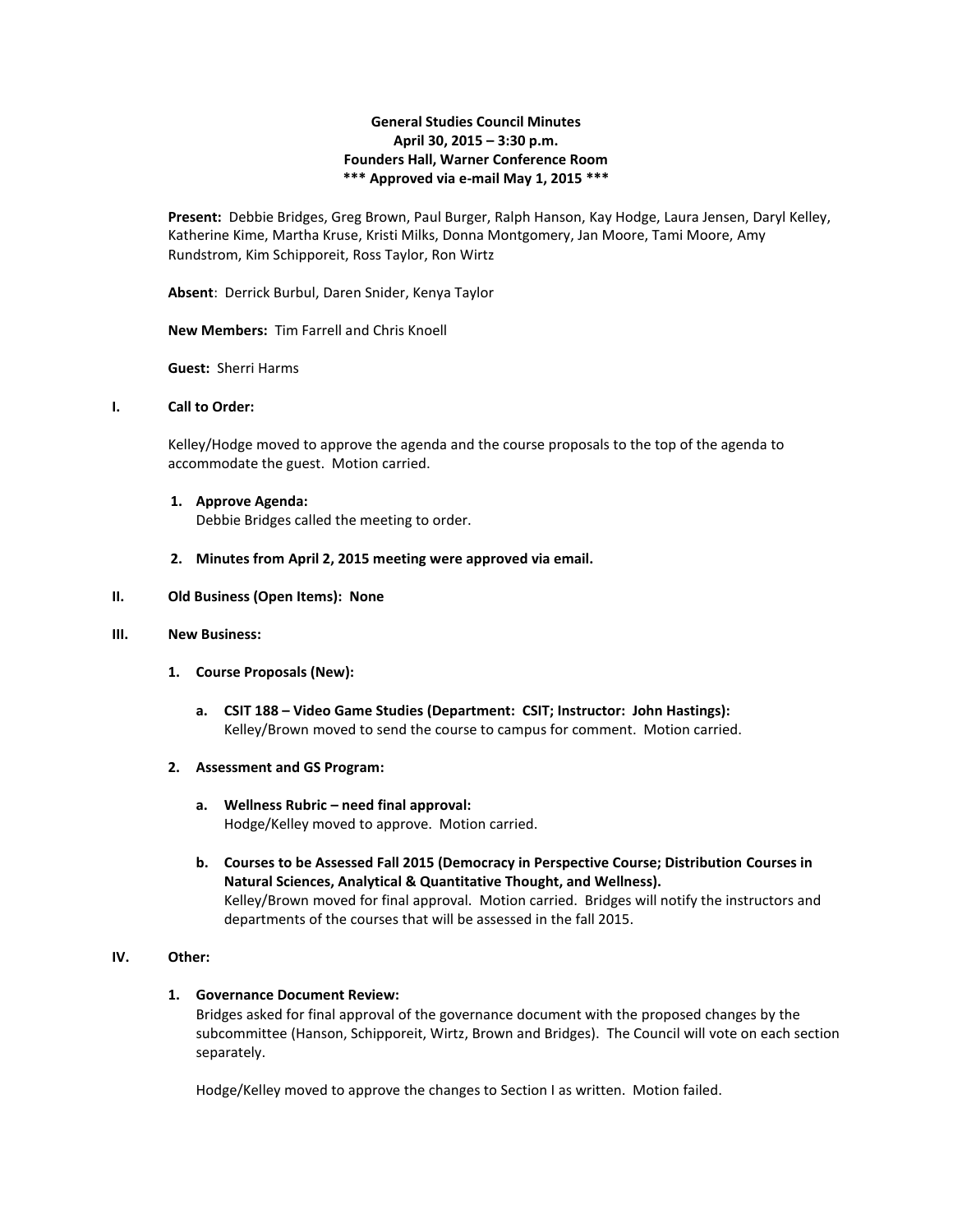**General Studies Council Minutes**
**April 30, 2015 – 3:30 p.m.**
**Founders Hall, Warner Conference Room**
**\*\*\* Approved via e-mail May 1, 2015 \*\*\***

**Present:** Debbie Bridges, Greg Brown, Paul Burger, Ralph Hanson, Kay Hodge, Laura Jensen, Daryl Kelley, Katherine Kime, Martha Kruse, Kristi Milks, Donna Montgomery, Jan Moore, Tami Moore, Amy Rundstrom, Kim Schipporeit, Ross Taylor, Ron Wirtz

**Absent**: Derrick Burbul, Daren Snider, Kenya Taylor

**New Members:** Tim Farrell and Chris Knoell

**Guest:** Sherri Harms

## I. Call to Order:

Kelley/Hodge moved to approve the agenda and the course proposals to the top of the agenda to accommodate the guest. Motion carried.

1. **Approve Agenda:**
   Debbie Bridges called the meeting to order.

2. **Minutes from April 2, 2015 meeting were approved via email.**

## II. Old Business (Open Items): None

## III. New Business:

1. **Course Proposals (New):**

   a. **CSIT 188 – Video Game Studies (Department: CSIT; Instructor: John Hastings):**
   Kelley/Brown moved to send the course to campus for comment. Motion carried.

2. **Assessment and GS Program:**

   a. **Wellness Rubric – need final approval:**
   Hodge/Kelley moved to approve. Motion carried.

   b. **Courses to be Assessed Fall 2015 (Democracy in Perspective Course; Distribution Courses in Natural Sciences, Analytical & Quantitative Thought, and Wellness).**
   Kelley/Brown moved for final approval. Motion carried. Bridges will notify the instructors and departments of the courses that will be assessed in the fall 2015.

## IV. Other:

1. **Governance Document Review:**
   Bridges asked for final approval of the governance document with the proposed changes by the subcommittee (Hanson, Schipporeit, Wirtz, Brown and Bridges). The Council will vote on each section separately.

   Hodge/Kelley moved to approve the changes to Section I as written. Motion failed.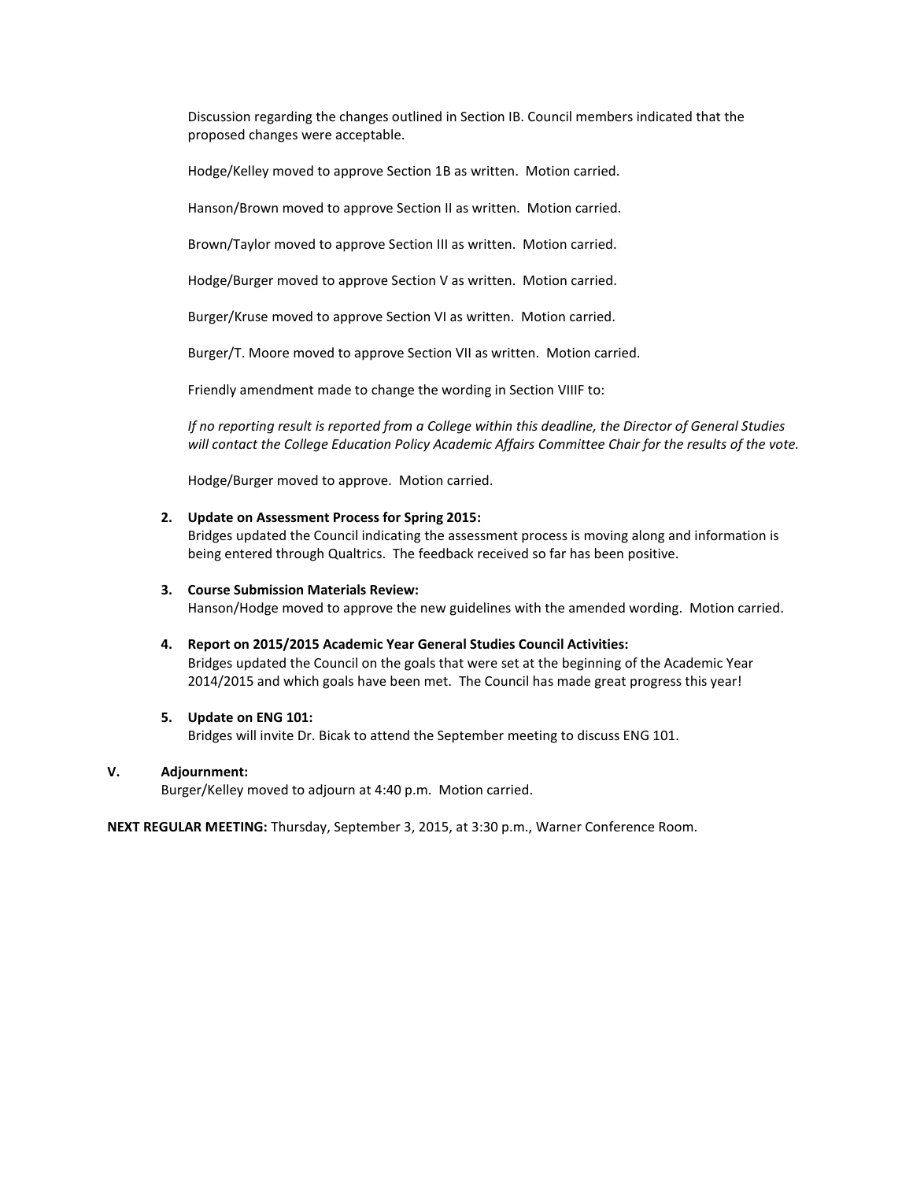Discussion regarding the changes outlined in Section IB. Council members indicated that the proposed changes were acceptable.

Hodge/Kelley moved to approve Section 1B as written. Motion carried.

Hanson/Brown moved to approve Section II as written. Motion carried.

Brown/Taylor moved to approve Section III as written. Motion carried.

Hodge/Burger moved to approve Section V as written. Motion carried.

Burger/Kruse moved to approve Section VI as written. Motion carried.

Burger/T. Moore moved to approve Section VII as written. Motion carried.

Friendly amendment made to change the wording in Section VIIIF to:

*If no reporting result is reported from a College within this deadline, the Director of General Studies will contact the College Education Policy Academic Affairs Committee Chair for the results of the vote.*

Hodge/Burger moved to approve. Motion carried.

2. **Update on Assessment Process for Spring 2015:**
   Bridges updated the Council indicating the assessment process is moving along and information is being entered through Qualtrics. The feedback received so far has been positive.

3. **Course Submission Materials Review:**
   Hanson/Hodge moved to approve the new guidelines with the amended wording. Motion carried.

4. **Report on 2015/2015 Academic Year General Studies Council Activities:**
   Bridges updated the Council on the goals that were set at the beginning of the Academic Year 2014/2015 and which goals have been met. The Council has made great progress this year!

5. **Update on ENG 101:**
   Bridges will invite Dr. Bicak to attend the September meeting to discuss ENG 101.

**V. Adjournment:**
Burger/Kelley moved to adjourn at 4:40 p.m. Motion carried.

**NEXT REGULAR MEETING:** Thursday, September 3, 2015, at 3:30 p.m., Warner Conference Room.